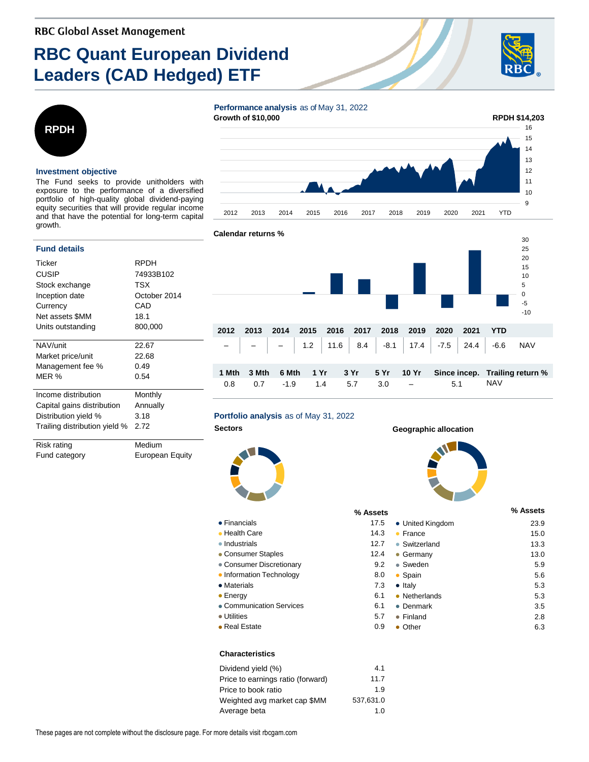RBC Global Asset Management

# RBC Quant European Dividend Leaders (CAD Hedged) ETF

**RPDH**

### Investment objective

The Fund seeks to provide unitholders with exposure to the performance of a diversified portfolio of high-quality global dividend-paying equity securities that will provide regular income and that have the potential for long-term capital growth.

### Fund details

| | |
|---|---|
| Ticker | RPDH |
| CUSIP | 74933B102 |
| Stock exchange | TSX |
| Inception date | October 2014 |
| Currency | CAD |
| Net assets $MM | 18.1 |
| Units outstanding | 800,000 |
| NAV/unit | 22.67 |
| Market price/unit | 22.68 |
| Management fee % | 0.49 |
| MER % | 0.54 |
| Income distribution | Monthly |
| Capital gains distribution | Annually |
| Distribution yield % | 3.18 |
| Trailing distribution yield % | 2.72 |
| Risk rating | Medium |
| Fund category | European Equity |

### Performance analysis as of May 31, 2022

**Growth of $10,000**

RPDH $14,203

**Calendar returns %**

| 2012 | 2013 | 2014 | 2015 | 2016 | 2017 | 2018 | 2019 | 2020 | 2021 | YTD | |
|---|---|---|---|---|---|---|---|---|---|---|---|
| – | – | – | 1.2 | 11.6 | 8.4 | -8.1 | 17.4 | -7.5 | 24.4 | -6.6 | NAV |

| 1 Mth | 3 Mth | 6 Mth | 1 Yr | 3 Yr | 5 Yr | 10 Yr | Since incep. | Trailing return % |
|---|---|---|---|---|---|---|---|---|
| 0.8 | 0.7 | -1.9 | 1.4 | 5.7 | 3.0 | – | 5.1 | NAV |

### Portfolio analysis as of May 31, 2022

**Sectors**

| | % Assets |
|---|---|
| Financials | 17.5 |
| Health Care | 14.3 |
| Industrials | 12.7 |
| Consumer Staples | 12.4 |
| Consumer Discretionary | 9.2 |
| Information Technology | 8.0 |
| Materials | 7.3 |
| Energy | 6.1 |
| Communication Services | 6.1 |
| Utilities | 5.7 |
| Real Estate | 0.9 |

**Geographic allocation**

| | % Assets |
|---|---|
| United Kingdom | 23.9 |
| France | 15.0 |
| Switzerland | 13.3 |
| Germany | 13.0 |
| Sweden | 5.9 |
| Spain | 5.6 |
| Italy | 5.3 |
| Netherlands | 5.3 |
| Denmark | 3.5 |
| Finland | 2.8 |
| Other | 6.3 |

**Characteristics**

| | |
|---|---|
| Dividend yield (%) | 4.1 |
| Price to earnings ratio (forward) | 11.7 |
| Price to book ratio | 1.9 |
| Weighted avg market cap $MM | 537,631.0 |
| Average beta | 1.0 |

These pages are not complete without the disclosure page. For more details visit rbcgam.com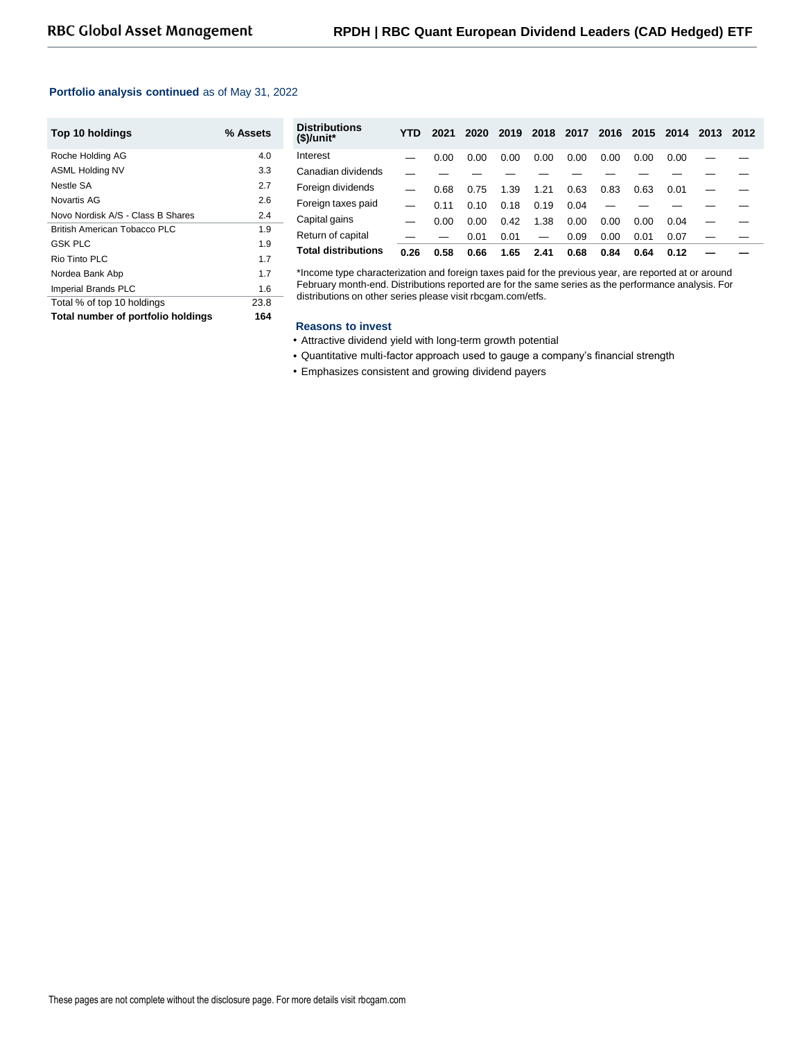**Portfolio analysis continued** as of May 31, 2022

| Top 10 holdings | % Assets |
|---|---|
| Roche Holding AG | 4.0 |
| ASML Holding NV | 3.3 |
| Nestle SA | 2.7 |
| Novartis AG | 2.6 |
| Novo Nordisk A/S - Class B Shares | 2.4 |
| British American Tobacco PLC | 1.9 |
| GSK PLC | 1.9 |
| Rio Tinto PLC | 1.7 |
| Nordea Bank Abp | 1.7 |
| Imperial Brands PLC | 1.6 |
| Total % of top 10 holdings | 23.8 |
| **Total number of portfolio holdings** | **164** |

| Distributions ($)/unit* | YTD | 2021 | 2020 | 2019 | 2018 | 2017 | 2016 | 2015 | 2014 | 2013 | 2012 |
|---|---|---|---|---|---|---|---|---|---|---|---|
| Interest | — | 0.00 | 0.00 | 0.00 | 0.00 | 0.00 | 0.00 | 0.00 | 0.00 | — | — |
| Canadian dividends | — | — | — | — | — | — | — | — | — | — | — |
| Foreign dividends | — | 0.68 | 0.75 | 1.39 | 1.21 | 0.63 | 0.83 | 0.63 | 0.01 | — | — |
| Foreign taxes paid | — | 0.11 | 0.10 | 0.18 | 0.19 | 0.04 | — | — | — | — | — |
| Capital gains | — | 0.00 | 0.00 | 0.42 | 1.38 | 0.00 | 0.00 | 0.00 | 0.04 | — | — |
| Return of capital | — | — | 0.01 | 0.01 | — | 0.09 | 0.00 | 0.01 | 0.07 | — | — |
| **Total distributions** | **0.26** | **0.58** | **0.66** | **1.65** | **2.41** | **0.68** | **0.84** | **0.64** | **0.12** | **—** | **—** |

*Income type characterization and foreign taxes paid for the previous year, are reported at or around February month-end. Distributions reported are for the same series as the performance analysis. For distributions on other series please visit rbcgam.com/etfs.

### Reasons to invest

- Attractive dividend yield with long-term growth potential
- Quantitative multi-factor approach used to gauge a company's financial strength
- Emphasizes consistent and growing dividend payers

These pages are not complete without the disclosure page. For more details visit rbcgam.com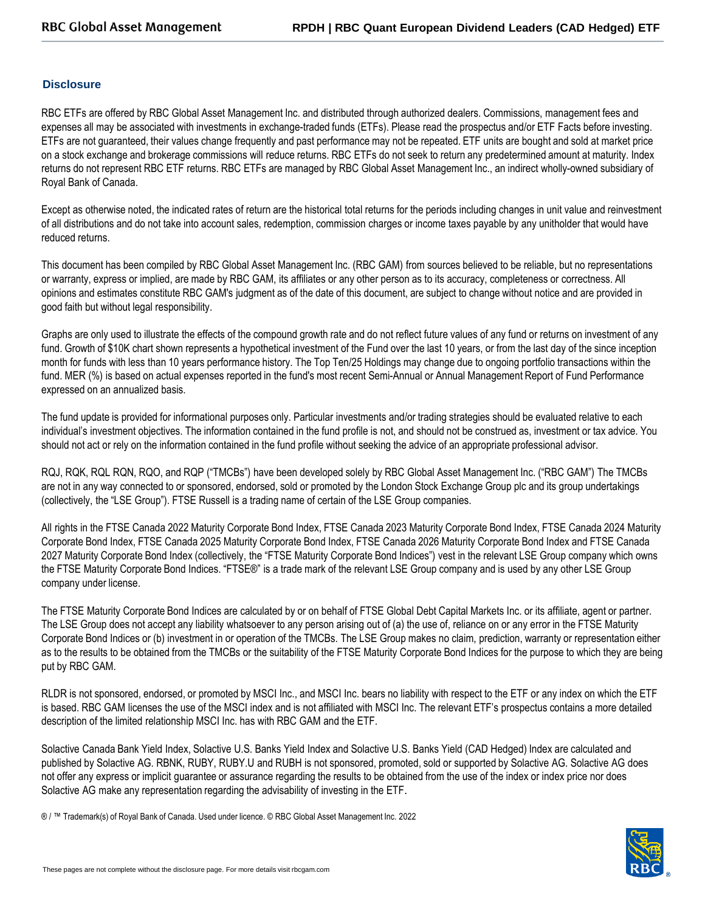## Disclosure

RBC ETFs are offered by RBC Global Asset Management Inc. and distributed through authorized dealers. Commissions, management fees and expenses all may be associated with investments in exchange-traded funds (ETFs). Please read the prospectus and/or ETF Facts before investing. ETFs are not guaranteed, their values change frequently and past performance may not be repeated. ETF units are bought and sold at market price on a stock exchange and brokerage commissions will reduce returns. RBC ETFs do not seek to return any predetermined amount at maturity. Index returns do not represent RBC ETF returns. RBC ETFs are managed by RBC Global Asset Management Inc., an indirect wholly-owned subsidiary of Royal Bank of Canada.

Except as otherwise noted, the indicated rates of return are the historical total returns for the periods including changes in unit value and reinvestment of all distributions and do not take into account sales, redemption, commission charges or income taxes payable by any unitholder that would have reduced returns.

This document has been compiled by RBC Global Asset Management Inc. (RBC GAM) from sources believed to be reliable, but no representations or warranty, express or implied, are made by RBC GAM, its affiliates or any other person as to its accuracy, completeness or correctness. All opinions and estimates constitute RBC GAM's judgment as of the date of this document, are subject to change without notice and are provided in good faith but without legal responsibility.

Graphs are only used to illustrate the effects of the compound growth rate and do not reflect future values of any fund or returns on investment of any fund. Growth of $10K chart shown represents a hypothetical investment of the Fund over the last 10 years, or from the last day of the since inception month for funds with less than 10 years performance history. The Top Ten/25 Holdings may change due to ongoing portfolio transactions within the fund. MER (%) is based on actual expenses reported in the fund's most recent Semi-Annual or Annual Management Report of Fund Performance expressed on an annualized basis.

The fund update is provided for informational purposes only. Particular investments and/or trading strategies should be evaluated relative to each individual's investment objectives. The information contained in the fund profile is not, and should not be construed as, investment or tax advice. You should not act or rely on the information contained in the fund profile without seeking the advice of an appropriate professional advisor.

RQJ, RQK, RQL RQN, RQO, and RQP ("TMCBs") have been developed solely by RBC Global Asset Management Inc. ("RBC GAM") The TMCBs are not in any way connected to or sponsored, endorsed, sold or promoted by the London Stock Exchange Group plc and its group undertakings (collectively, the "LSE Group"). FTSE Russell is a trading name of certain of the LSE Group companies.

All rights in the FTSE Canada 2022 Maturity Corporate Bond Index, FTSE Canada 2023 Maturity Corporate Bond Index, FTSE Canada 2024 Maturity Corporate Bond Index, FTSE Canada 2025 Maturity Corporate Bond Index, FTSE Canada 2026 Maturity Corporate Bond Index and FTSE Canada 2027 Maturity Corporate Bond Index (collectively, the "FTSE Maturity Corporate Bond Indices") vest in the relevant LSE Group company which owns the FTSE Maturity Corporate Bond Indices. "FTSE®" is a trade mark of the relevant LSE Group company and is used by any other LSE Group company under license.

The FTSE Maturity Corporate Bond Indices are calculated by or on behalf of FTSE Global Debt Capital Markets Inc. or its affiliate, agent or partner. The LSE Group does not accept any liability whatsoever to any person arising out of (a) the use of, reliance on or any error in the FTSE Maturity Corporate Bond Indices or (b) investment in or operation of the TMCBs. The LSE Group makes no claim, prediction, warranty or representation either as to the results to be obtained from the TMCBs or the suitability of the FTSE Maturity Corporate Bond Indices for the purpose to which they are being put by RBC GAM.

RLDR is not sponsored, endorsed, or promoted by MSCI Inc., and MSCI Inc. bears no liability with respect to the ETF or any index on which the ETF is based. RBC GAM licenses the use of the MSCI index and is not affiliated with MSCI Inc. The relevant ETF's prospectus contains a more detailed description of the limited relationship MSCI Inc. has with RBC GAM and the ETF.

Solactive Canada Bank Yield Index, Solactive U.S. Banks Yield Index and Solactive U.S. Banks Yield (CAD Hedged) Index are calculated and published by Solactive AG. RBNK, RUBY, RUBY.U and RUBH is not sponsored, promoted, sold or supported by Solactive AG. Solactive AG does not offer any express or implicit guarantee or assurance regarding the results to be obtained from the use of the index or index price nor does Solactive AG make any representation regarding the advisability of investing in the ETF.

® / ™ Trademark(s) of Royal Bank of Canada. Used under licence. © RBC Global Asset Management Inc. 2022

These pages are not complete without the disclosure page. For more details visit rbcgam.com